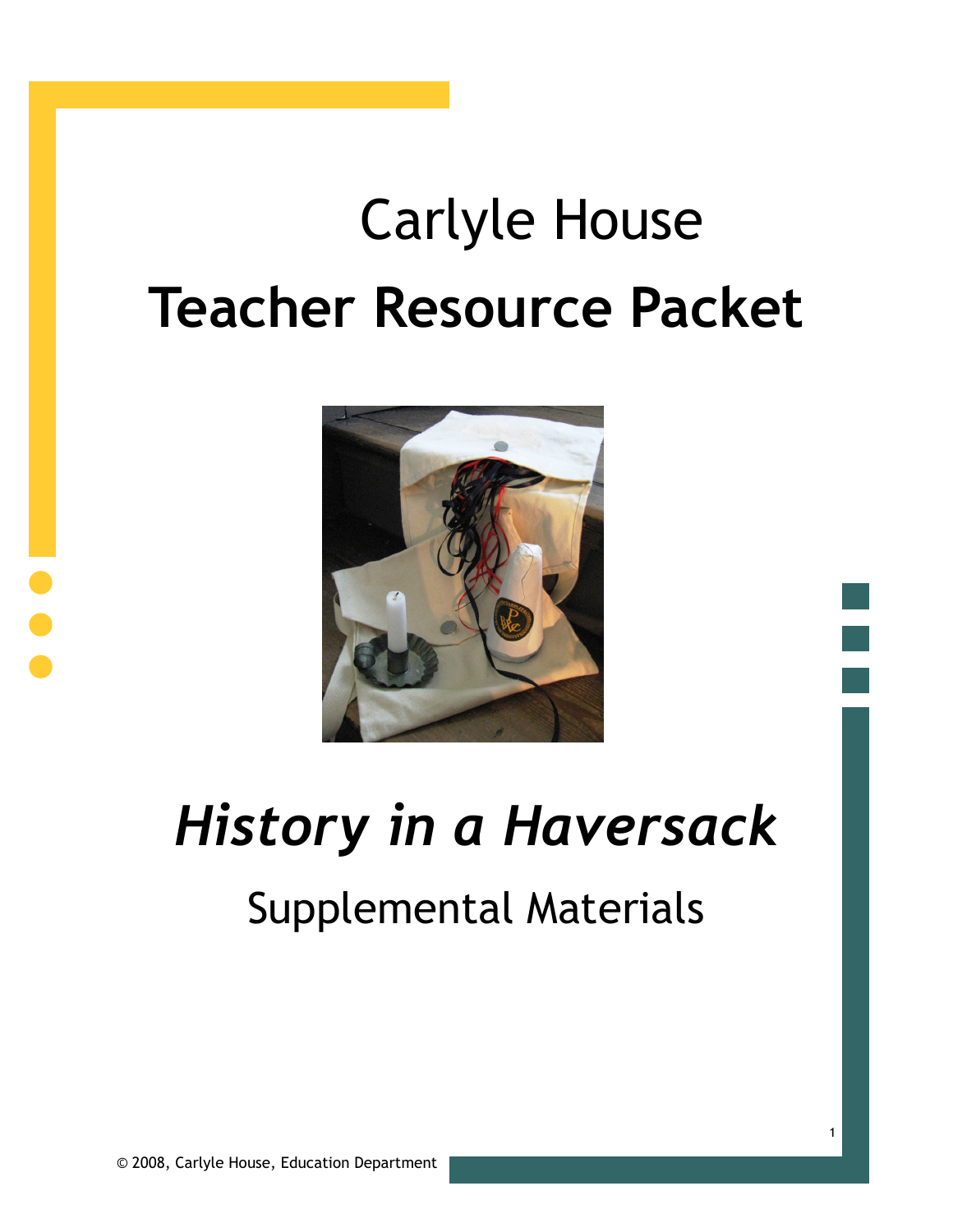# Carlyle House

# Teacher Resource Packet

# *History in a Haversack*

## Supplemental Materials

© 2008, Carlyle House, Education Department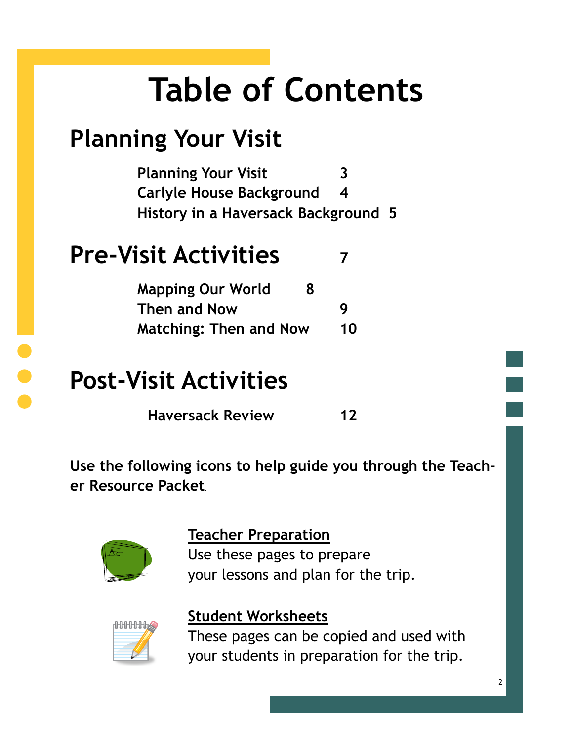# Table of Contents

## Planning Your Visit

| | |
|---|---|
| Planning Your Visit | 3 |
| Carlyle House Background | 4 |
| History in a Haversack Background | 5 |

## Pre-Visit Activities 7

| | |
|---|---|
| Mapping Our World | 8 |
| Then and Now | 9 |
| Matching: Then and Now | 10 |

## Post-Visit Activities

| | |
|---|---|
| Haversack Review | 12 |

**Use the following icons to help guide you through the Teacher Resource Packet.**

**Teacher Preparation**
Use these pages to prepare your lessons and plan for the trip.

**Student Worksheets**
These pages can be copied and used with your students in preparation for the trip.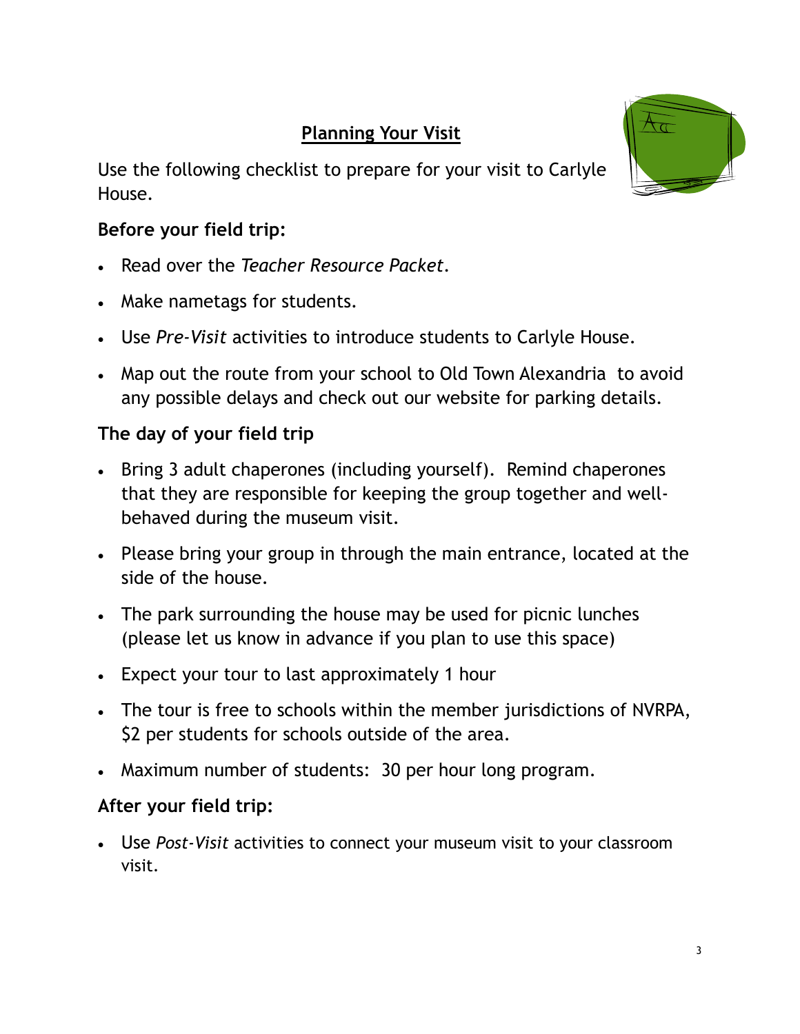## Planning Your Visit

Use the following checklist to prepare for your visit to Carlyle House.

**Before your field trip:**

- Read over the *Teacher Resource Packet*.
- Make nametags for students.
- Use *Pre-Visit* activities to introduce students to Carlyle House.
- Map out the route from your school to Old Town Alexandria to avoid any possible delays and check out our website for parking details.

**The day of your field trip**

- Bring 3 adult chaperones (including yourself). Remind chaperones that they are responsible for keeping the group together and well-behaved during the museum visit.
- Please bring your group in through the main entrance, located at the side of the house.
- The park surrounding the house may be used for picnic lunches (please let us know in advance if you plan to use this space)
- Expect your tour to last approximately 1 hour
- The tour is free to schools within the member jurisdictions of NVRPA, $2 per students for schools outside of the area.
- Maximum number of students: 30 per hour long program.

**After your field trip:**

- Use *Post-Visit* activities to connect your museum visit to your classroom visit.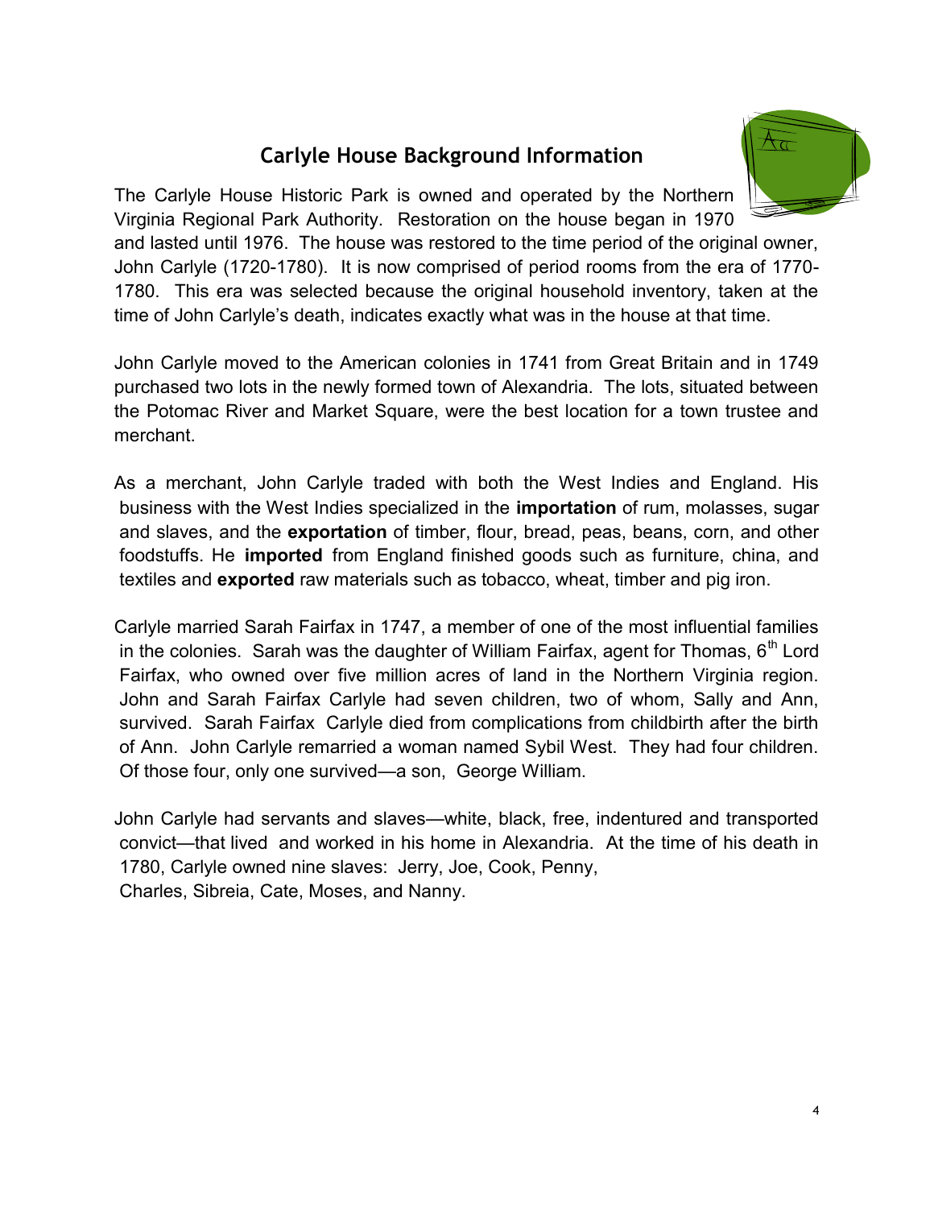## Carlyle House Background Information

The Carlyle House Historic Park is owned and operated by the Northern Virginia Regional Park Authority. Restoration on the house began in 1970 and lasted until 1976. The house was restored to the time period of the original owner, John Carlyle (1720-1780). It is now comprised of period rooms from the era of 1770-1780. This era was selected because the original household inventory, taken at the time of John Carlyle's death, indicates exactly what was in the house at that time.

John Carlyle moved to the American colonies in 1741 from Great Britain and in 1749 purchased two lots in the newly formed town of Alexandria. The lots, situated between the Potomac River and Market Square, were the best location for a town trustee and merchant.

As a merchant, John Carlyle traded with both the West Indies and England. His business with the West Indies specialized in the **importation** of rum, molasses, sugar and slaves, and the **exportation** of timber, flour, bread, peas, beans, corn, and other foodstuffs. He **imported** from England finished goods such as furniture, china, and textiles and **exported** raw materials such as tobacco, wheat, timber and pig iron.

Carlyle married Sarah Fairfax in 1747, a member of one of the most influential families in the colonies. Sarah was the daughter of William Fairfax, agent for Thomas, 6th Lord Fairfax, who owned over five million acres of land in the Northern Virginia region. John and Sarah Fairfax Carlyle had seven children, two of whom, Sally and Ann, survived. Sarah Fairfax Carlyle died from complications from childbirth after the birth of Ann. John Carlyle remarried a woman named Sybil West. They had four children. Of those four, only one survived—a son, George William.

John Carlyle had servants and slaves—white, black, free, indentured and transported convict—that lived and worked in his home in Alexandria. At the time of his death in 1780, Carlyle owned nine slaves: Jerry, Joe, Cook, Penny, Charles, Sibreia, Cate, Moses, and Nanny.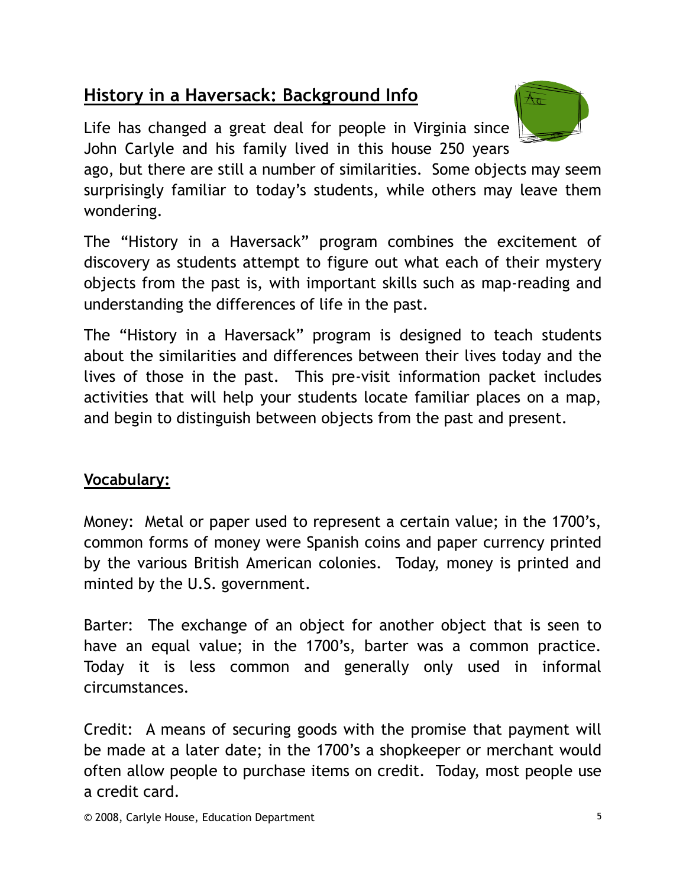## History in a Haversack: Background Info

Life has changed a great deal for people in Virginia since John Carlyle and his family lived in this house 250 years ago, but there are still a number of similarities. Some objects may seem surprisingly familiar to today's students, while others may leave them wondering.

The "History in a Haversack" program combines the excitement of discovery as students attempt to figure out what each of their mystery objects from the past is, with important skills such as map-reading and understanding the differences of life in the past.

The "History in a Haversack" program is designed to teach students about the similarities and differences between their lives today and the lives of those in the past. This pre-visit information packet includes activities that will help your students locate familiar places on a map, and begin to distinguish between objects from the past and present.

### Vocabulary:

Money: Metal or paper used to represent a certain value; in the 1700's, common forms of money were Spanish coins and paper currency printed by the various British American colonies. Today, money is printed and minted by the U.S. government.

Barter: The exchange of an object for another object that is seen to have an equal value; in the 1700's, barter was a common practice. Today it is less common and generally only used in informal circumstances.

Credit: A means of securing goods with the promise that payment will be made at a later date; in the 1700's a shopkeeper or merchant would often allow people to purchase items on credit. Today, most people use a credit card.

© 2008, Carlyle House, Education Department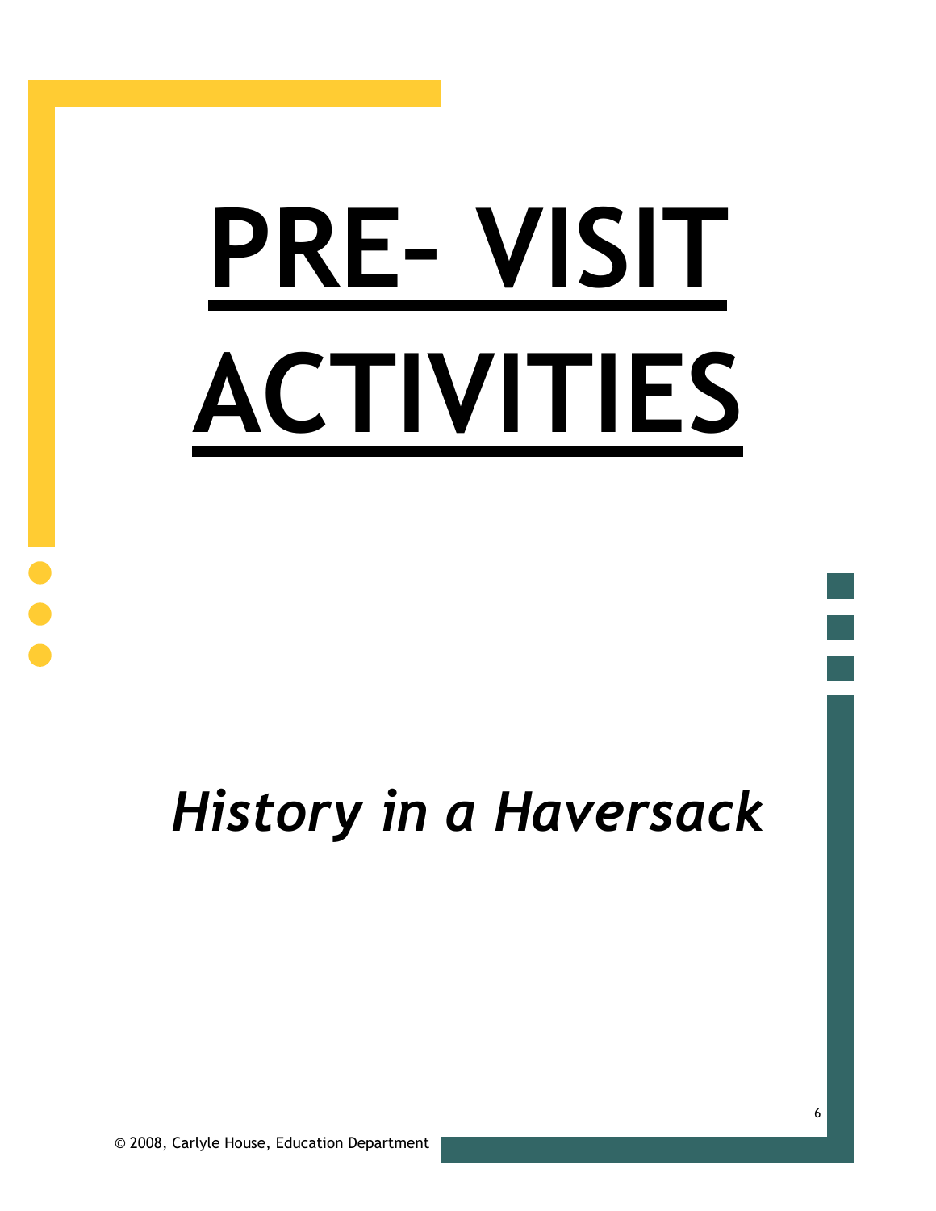# PRE- VISIT ACTIVITIES

*History in a Haversack*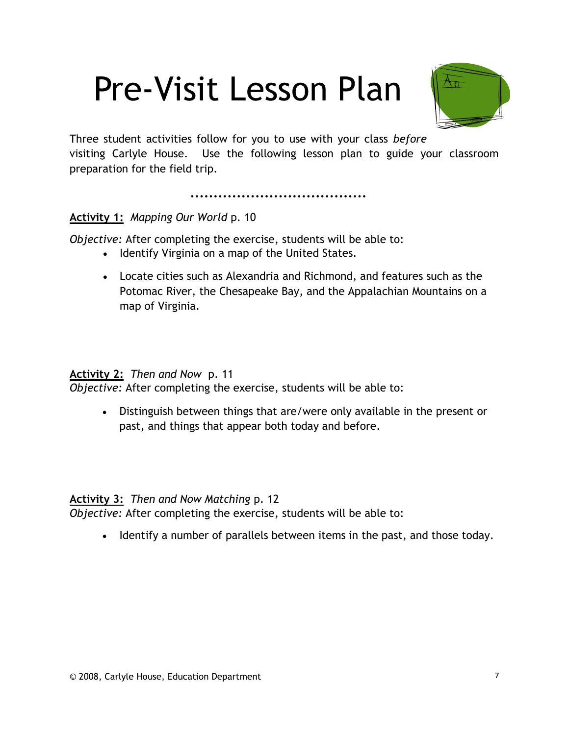# Pre-Visit Lesson Plan

Three student activities follow for you to use with your class *before* visiting Carlyle House. Use the following lesson plan to guide your classroom preparation for the field trip.

.....................................

**Activity 1:** *Mapping Our World* p. 10

*Objective:* After completing the exercise, students will be able to:

- Identify Virginia on a map of the United States.
- Locate cities such as Alexandria and Richmond, and features such as the Potomac River, the Chesapeake Bay, and the Appalachian Mountains on a map of Virginia.

**Activity 2:** *Then and Now* p. 11

*Objective:* After completing the exercise, students will be able to:

- Distinguish between things that are/were only available in the present or past, and things that appear both today and before.

**Activity 3:** *Then and Now Matching* p. 12

*Objective:* After completing the exercise, students will be able to:

- Identify a number of parallels between items in the past, and those today.

© 2008, Carlyle House, Education Department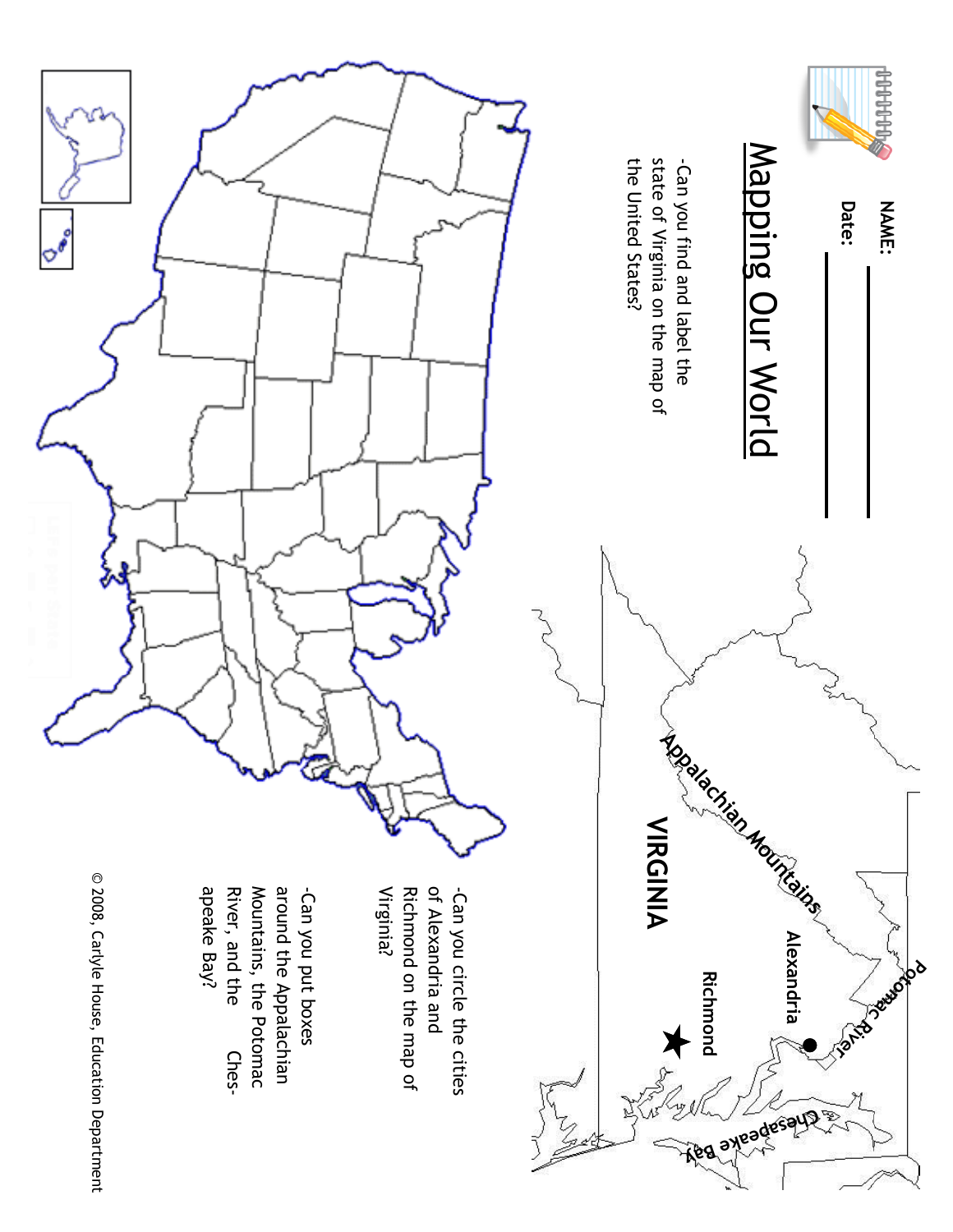NAME: ____________

Date: ____________

# Mapping Our World

-Can you find and label the state of Virginia on the map of the United States?

VIRGINIA

Appalachian Mountains

Potomac River

Alexandria

Richmond

Chesapeake Bay

-Can you circle the cities of Alexandria and Richmond on the map of Virginia?

-Can you put boxes around the Appalachian Mountains, the Potomac River, and the Chesapeake Bay?

© 2008, Carlyle House, Education Department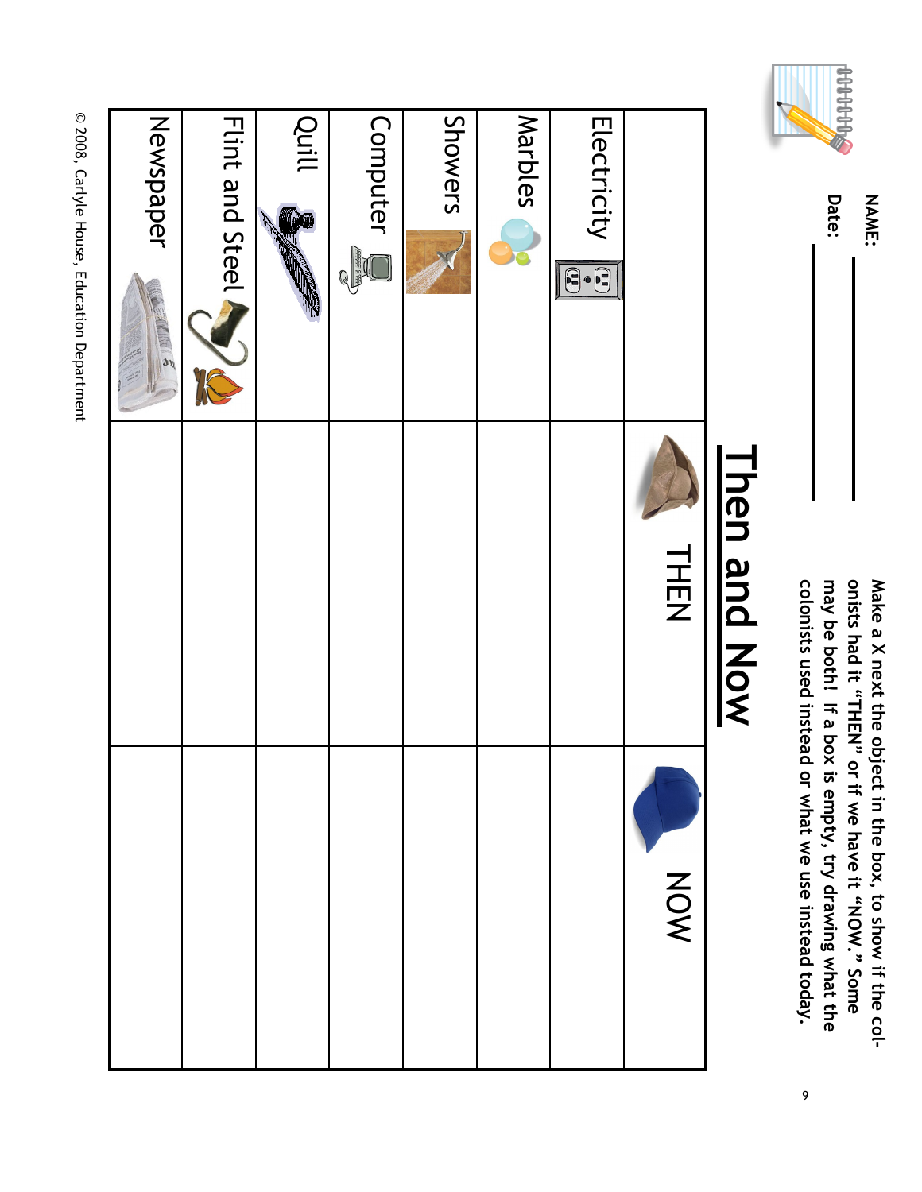NAME: ____________

Date: ____________

# Then and Now

**Make a X next the object in the box, to show if the colonists had it "THEN" or if we have it "NOW." Some may be both! If a box is empty, try drawing what the colonists used instead or what we use instead today.**

| | THEN | NOW |
|---|---|---|
| Electricity | | |
| Marbles | | |
| Showers | | |
| Computer | | |
| Quill | | |
| Flint and Steel | | |
| Newspaper | | |

© 2008, Carlyle House, Education Department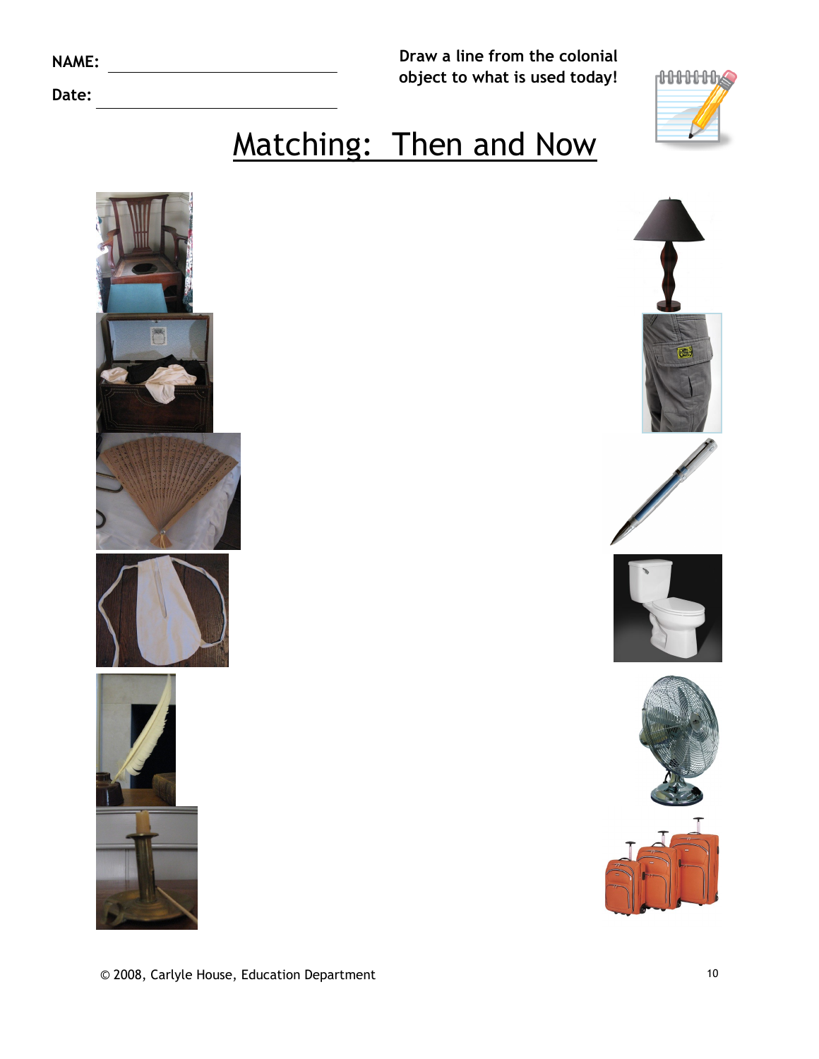NAME: ______________________________

Date: ______________________________

Draw a line from the colonial object to what is used today!

# Matching: Then and Now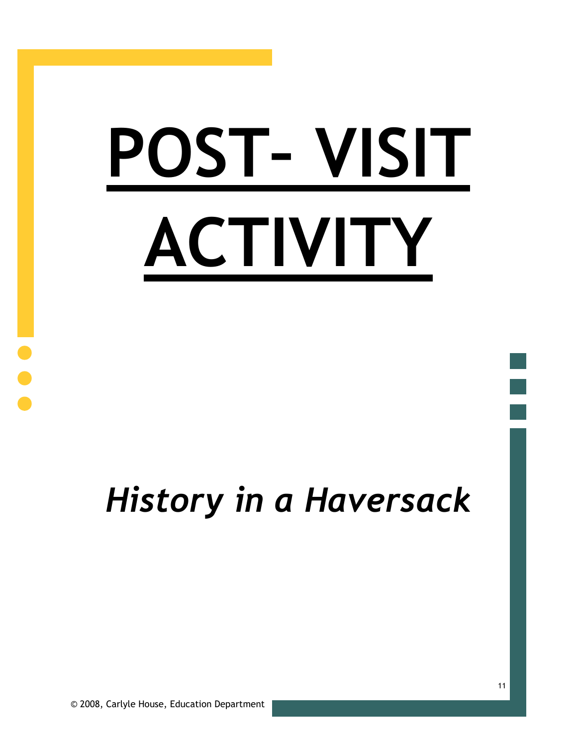# POST- VISIT ACTIVITY

*History in a Haversack*

© 2008, Carlyle House, Education Department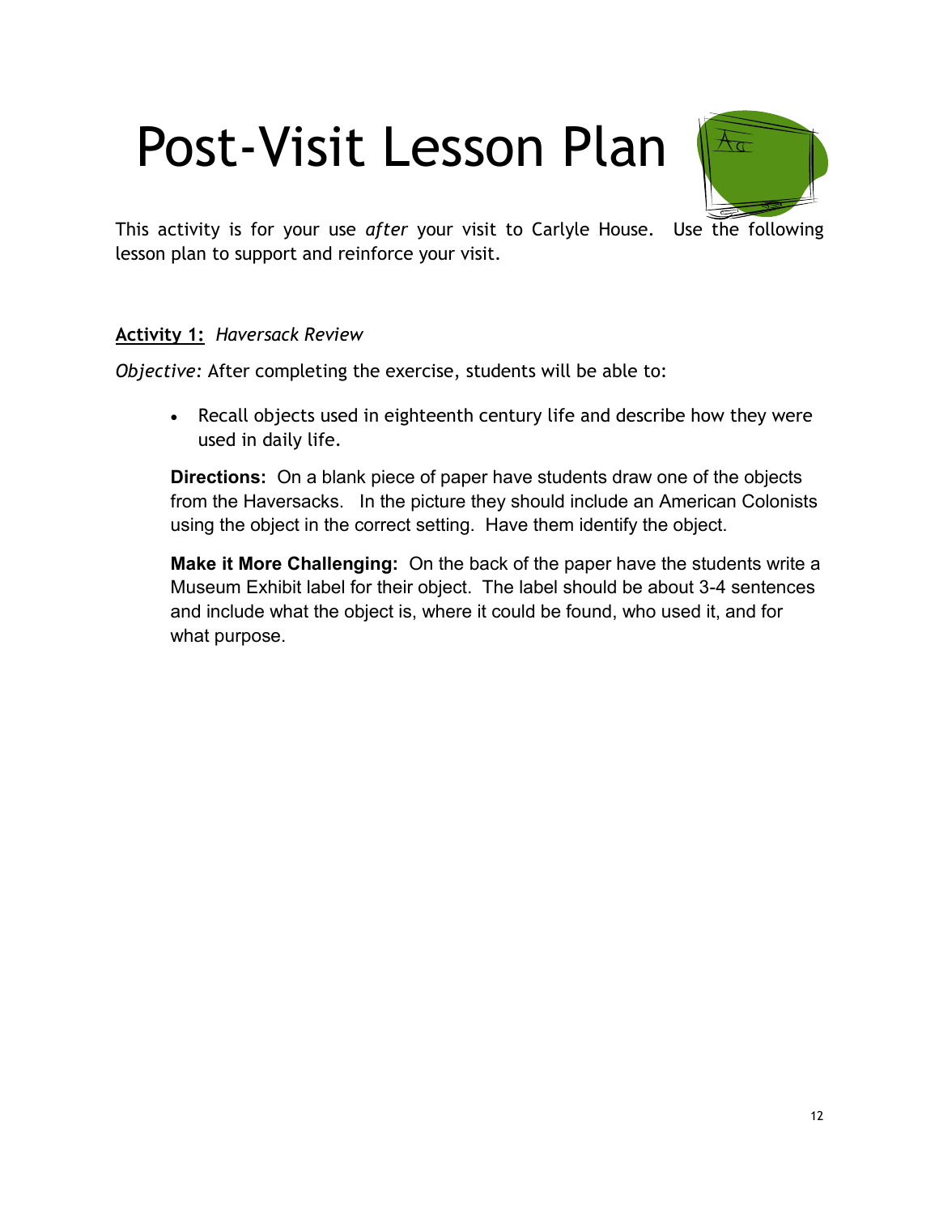# Post-Visit Lesson Plan

This activity is for your use *after* your visit to Carlyle House. Use the following lesson plan to support and reinforce your visit.

**Activity 1:** *Haversack Review*

*Objective:* After completing the exercise, students will be able to:

- Recall objects used in eighteenth century life and describe how they were used in daily life.

**Directions:** On a blank piece of paper have students draw one of the objects from the Haversacks. In the picture they should include an American Colonists using the object in the correct setting. Have them identify the object.

**Make it More Challenging:** On the back of the paper have the students write a Museum Exhibit label for their object. The label should be about 3-4 sentences and include what the object is, where it could be found, who used it, and for what purpose.